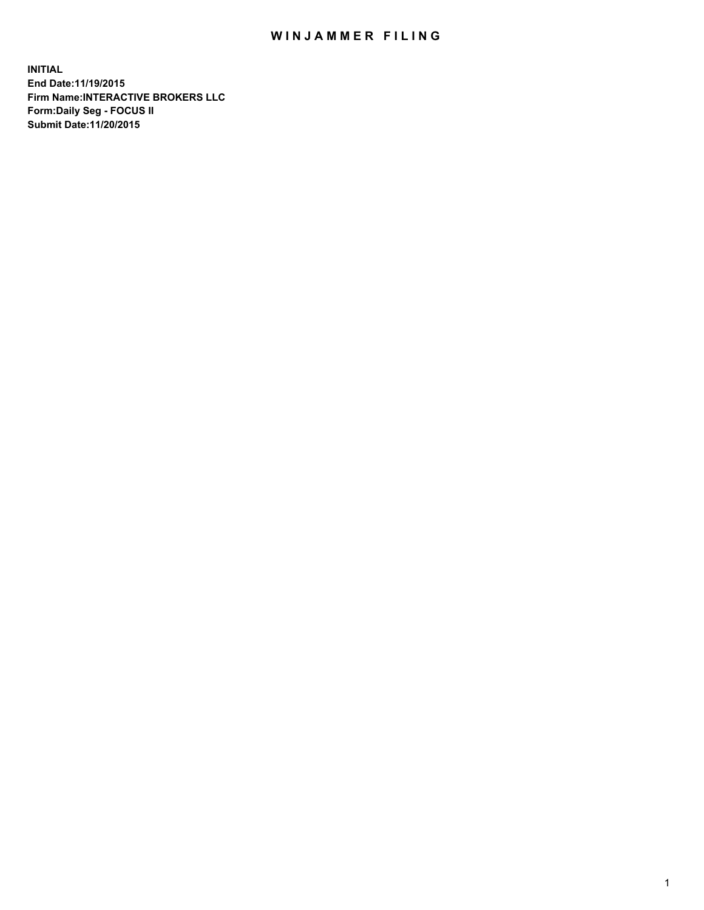# WINJAMMER FILING

**INITIAL**
**End Date:11/19/2015**
**Firm Name:INTERACTIVE BROKERS LLC**
**Form:Daily Seg - FOCUS II**
**Submit Date:11/20/2015**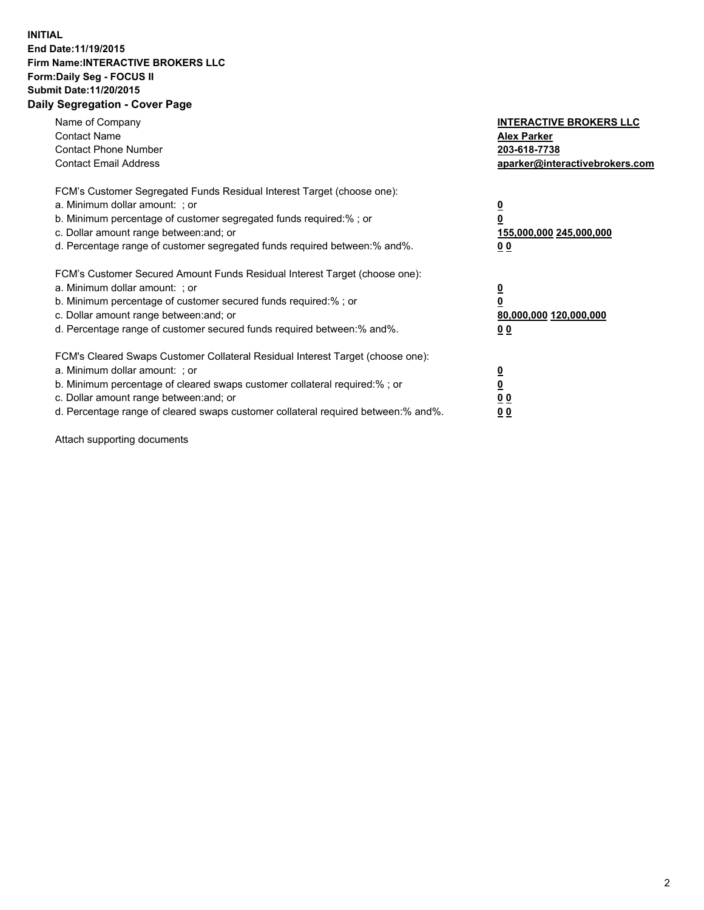**INITIAL**
**End Date:11/19/2015**
**Firm Name:INTERACTIVE BROKERS LLC**
**Form:Daily Seg - FOCUS II**
**Submit Date:11/20/2015**

## Daily Segregation - Cover Page

| | |
|---|---|
| Name of Company | **INTERACTIVE BROKERS LLC** |
| Contact Name | **Alex Parker** |
| Contact Phone Number | **203-618-7738** |
| Contact Email Address | **aparker@interactivebrokers.com** |

FCM's Customer Segregated Funds Residual Interest Target (choose one):

| | |
|---|---|
| a. Minimum dollar amount: ; or | **0** |
| b. Minimum percentage of customer segregated funds required:% ; or | **0** |
| c. Dollar amount range between:and; or | **155,000,000 245,000,000** |
| d. Percentage range of customer segregated funds required between:% and%. | **0 0** |

FCM's Customer Secured Amount Funds Residual Interest Target (choose one):

| | |
|---|---|
| a. Minimum dollar amount: ; or | **0** |
| b. Minimum percentage of customer secured funds required:% ; or | **0** |
| c. Dollar amount range between:and; or | **80,000,000 120,000,000** |
| d. Percentage range of customer secured funds required between:% and%. | **0 0** |

FCM's Cleared Swaps Customer Collateral Residual Interest Target (choose one):

| | |
|---|---|
| a. Minimum dollar amount: ; or | **0** |
| b. Minimum percentage of cleared swaps customer collateral required:% ; or | **0** |
| c. Dollar amount range between:and; or | **0 0** |
| d. Percentage range of cleared swaps customer collateral required between:% and%. | **0 0** |

Attach supporting documents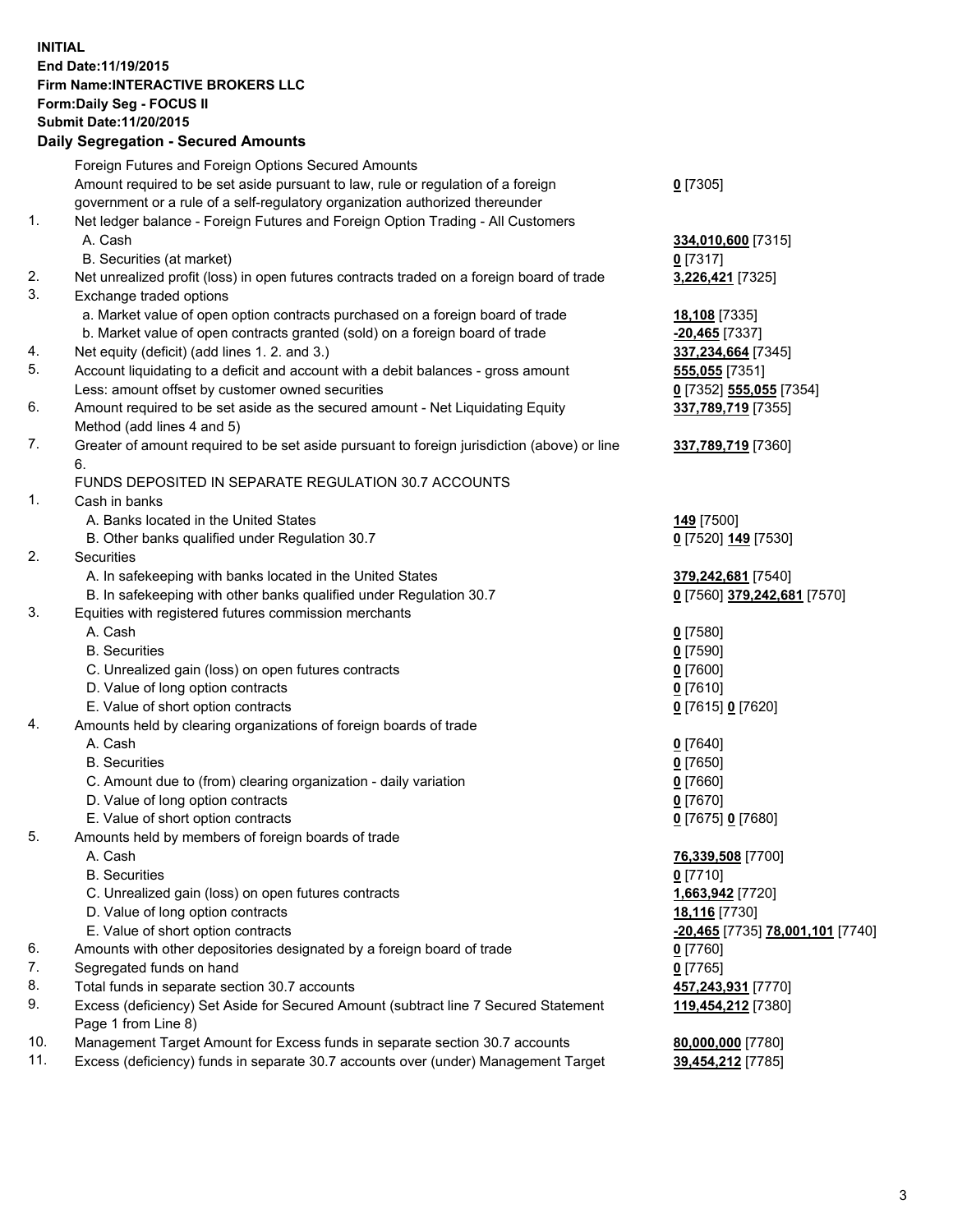**INITIAL**
**End Date:11/19/2015**
**Firm Name:INTERACTIVE BROKERS LLC**
**Form:Daily Seg - FOCUS II**
**Submit Date:11/20/2015**

## Daily Segregation - Secured Amounts

| | | |
|---|---|---|
| | Foreign Futures and Foreign Options Secured Amounts | |
| | Amount required to be set aside pursuant to law, rule or regulation of a foreign government or a rule of a self-regulatory organization authorized thereunder | **0** [7305] |
| 1. | Net ledger balance - Foreign Futures and Foreign Option Trading - All Customers | |
| | A. Cash | **334,010,600** [7315] |
| | B. Securities (at market) | **0** [7317] |
| 2. | Net unrealized profit (loss) in open futures contracts traded on a foreign board of trade | **3,226,421** [7325] |
| 3. | Exchange traded options | |
| | a. Market value of open option contracts purchased on a foreign board of trade | **18,108** [7335] |
| | b. Market value of open contracts granted (sold) on a foreign board of trade | **-20,465** [7337] |
| 4. | Net equity (deficit) (add lines 1. 2. and 3.) | **337,234,664** [7345] |
| 5. | Account liquidating to a deficit and account with a debit balances - gross amount | **555,055** [7351] |
| | Less: amount offset by customer owned securities | **0** [7352] **555,055** [7354] |
| 6. | Amount required to be set aside as the secured amount - Net Liquidating Equity Method (add lines 4 and 5) | **337,789,719** [7355] |
| 7. | Greater of amount required to be set aside pursuant to foreign jurisdiction (above) or line 6. | **337,789,719** [7360] |
| | FUNDS DEPOSITED IN SEPARATE REGULATION 30.7 ACCOUNTS | |
| 1. | Cash in banks | |
| | A. Banks located in the United States | **149** [7500] |
| | B. Other banks qualified under Regulation 30.7 | **0** [7520] **149** [7530] |
| 2. | Securities | |
| | A. In safekeeping with banks located in the United States | **379,242,681** [7540] |
| | B. In safekeeping with other banks qualified under Regulation 30.7 | **0** [7560] **379,242,681** [7570] |
| 3. | Equities with registered futures commission merchants | |
| | A. Cash | **0** [7580] |
| | B. Securities | **0** [7590] |
| | C. Unrealized gain (loss) on open futures contracts | **0** [7600] |
| | D. Value of long option contracts | **0** [7610] |
| | E. Value of short option contracts | **0** [7615] **0** [7620] |
| 4. | Amounts held by clearing organizations of foreign boards of trade | |
| | A. Cash | **0** [7640] |
| | B. Securities | **0** [7650] |
| | C. Amount due to (from) clearing organization - daily variation | **0** [7660] |
| | D. Value of long option contracts | **0** [7670] |
| | E. Value of short option contracts | **0** [7675] **0** [7680] |
| 5. | Amounts held by members of foreign boards of trade | |
| | A. Cash | **76,339,508** [7700] |
| | B. Securities | **0** [7710] |
| | C. Unrealized gain (loss) on open futures contracts | **1,663,942** [7720] |
| | D. Value of long option contracts | **18,116** [7730] |
| | E. Value of short option contracts | **-20,465** [7735] **78,001,101** [7740] |
| 6. | Amounts with other depositories designated by a foreign board of trade | **0** [7760] |
| 7. | Segregated funds on hand | **0** [7765] |
| 8. | Total funds in separate section 30.7 accounts | **457,243,931** [7770] |
| 9. | Excess (deficiency) Set Aside for Secured Amount (subtract line 7 Secured Statement Page 1 from Line 8) | **119,454,212** [7380] |
| 10. | Management Target Amount for Excess funds in separate section 30.7 accounts | **80,000,000** [7780] |
| 11. | Excess (deficiency) funds in separate 30.7 accounts over (under) Management Target | **39,454,212** [7785] |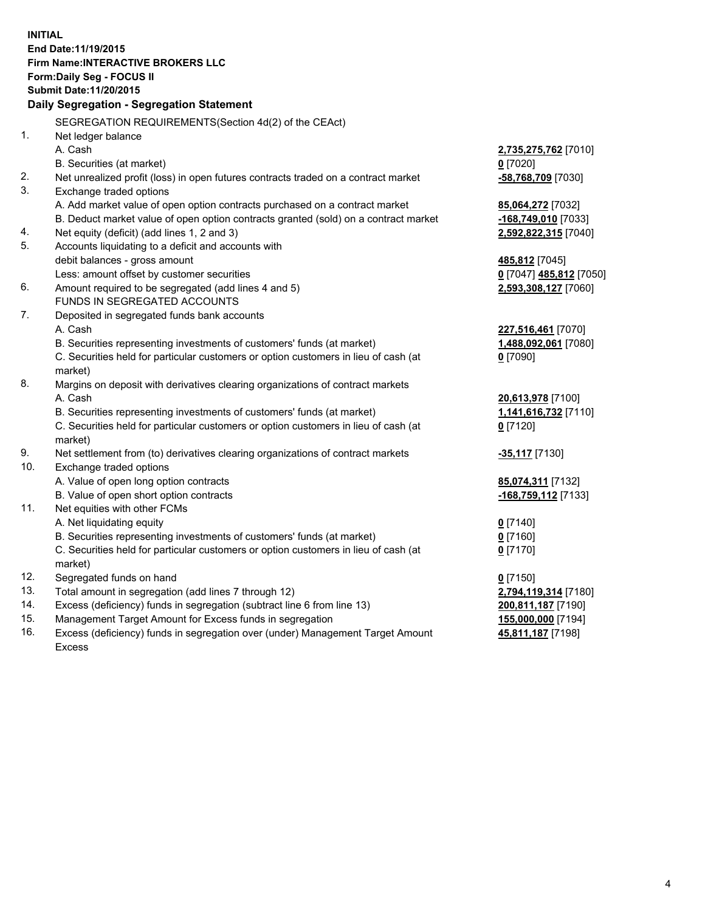**INITIAL**
**End Date:11/19/2015**
**Firm Name:INTERACTIVE BROKERS LLC**
**Form:Daily Seg - FOCUS II**
**Submit Date:11/20/2015**

**Daily Segregation - Segregation Statement**

SEGREGATION REQUIREMENTS(Section 4d(2) of the CEAct)

| | | |
|---|---|---|
| 1. | Net ledger balance | |
| | A. Cash | 2,735,275,762 [7010] |
| | B. Securities (at market) | 0 [7020] |
| 2. | Net unrealized profit (loss) in open futures contracts traded on a contract market | -58,768,709 [7030] |
| 3. | Exchange traded options | |
| | A. Add market value of open option contracts purchased on a contract market | 85,064,272 [7032] |
| | B. Deduct market value of open option contracts granted (sold) on a contract market | -168,749,010 [7033] |
| 4. | Net equity (deficit) (add lines 1, 2 and 3) | 2,592,822,315 [7040] |
| 5. | Accounts liquidating to a deficit and accounts with debit balances - gross amount | 485,812 [7045] |
| | Less: amount offset by customer securities | 0 [7047] 485,812 [7050] |
| 6. | Amount required to be segregated (add lines 4 and 5) | 2,593,308,127 [7060] |
| | FUNDS IN SEGREGATED ACCOUNTS | |
| 7. | Deposited in segregated funds bank accounts | |
| | A. Cash | 227,516,461 [7070] |
| | B. Securities representing investments of customers' funds (at market) | 1,488,092,061 [7080] |
| | C. Securities held for particular customers or option customers in lieu of cash (at market) | 0 [7090] |
| 8. | Margins on deposit with derivatives clearing organizations of contract markets | |
| | A. Cash | 20,613,978 [7100] |
| | B. Securities representing investments of customers' funds (at market) | 1,141,616,732 [7110] |
| | C. Securities held for particular customers or option customers in lieu of cash (at market) | 0 [7120] |
| 9. | Net settlement from (to) derivatives clearing organizations of contract markets | -35,117 [7130] |
| 10. | Exchange traded options | |
| | A. Value of open long option contracts | 85,074,311 [7132] |
| | B. Value of open short option contracts | -168,759,112 [7133] |
| 11. | Net equities with other FCMs | |
| | A. Net liquidating equity | 0 [7140] |
| | B. Securities representing investments of customers' funds (at market) | 0 [7160] |
| | C. Securities held for particular customers or option customers in lieu of cash (at market) | 0 [7170] |
| 12. | Segregated funds on hand | 0 [7150] |
| 13. | Total amount in segregation (add lines 7 through 12) | 2,794,119,314 [7180] |
| 14. | Excess (deficiency) funds in segregation (subtract line 6 from line 13) | 200,811,187 [7190] |
| 15. | Management Target Amount for Excess funds in segregation | 155,000,000 [7194] |
| 16. | Excess (deficiency) funds in segregation over (under) Management Target Amount Excess | 45,811,187 [7198] |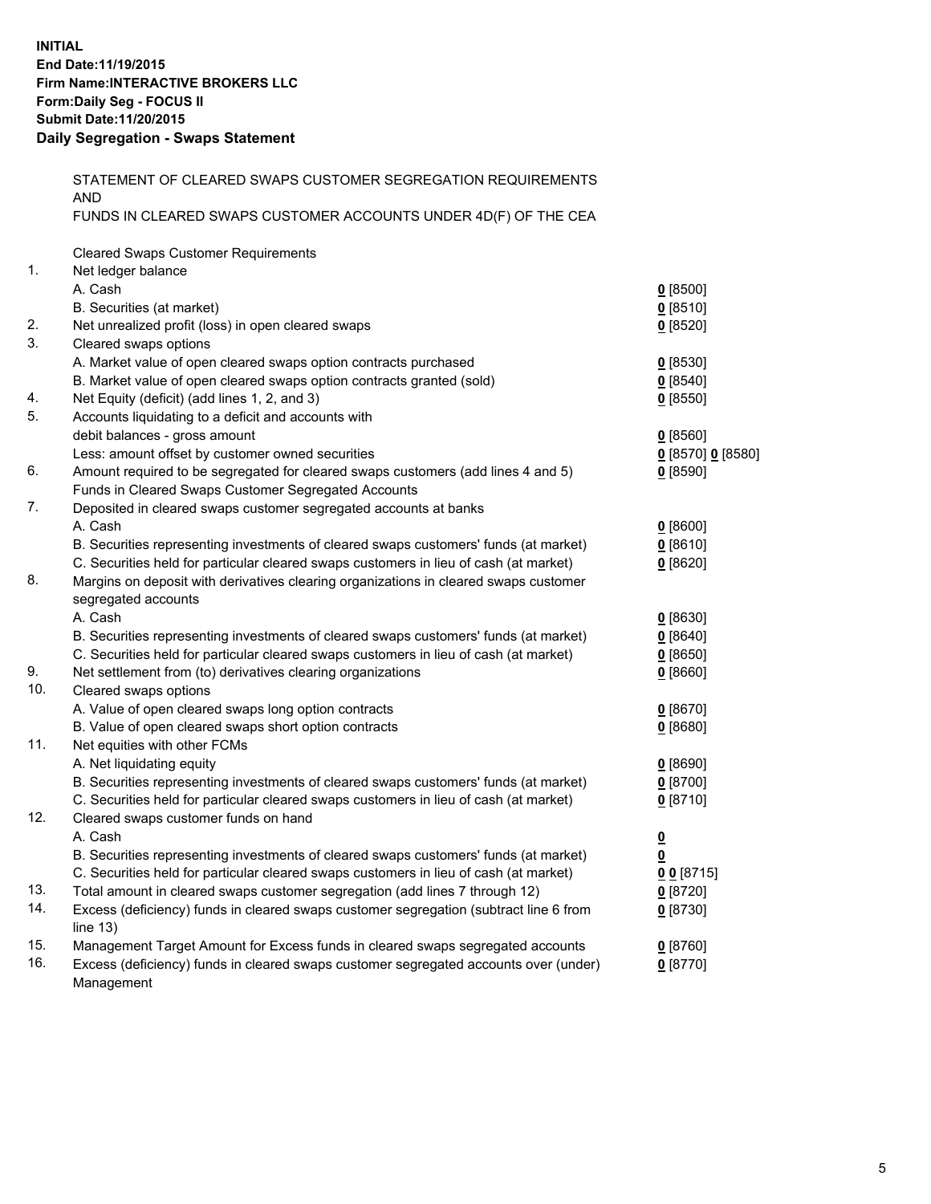**INITIAL**
**End Date:11/19/2015**
**Firm Name:INTERACTIVE BROKERS LLC**
**Form:Daily Seg - FOCUS II**
**Submit Date:11/20/2015**
**Daily Segregation - Swaps Statement**

STATEMENT OF CLEARED SWAPS CUSTOMER SEGREGATION REQUIREMENTS
AND
FUNDS IN CLEARED SWAPS CUSTOMER ACCOUNTS UNDER 4D(F) OF THE CEA

| | | |
|---|---|---|
| | Cleared Swaps Customer Requirements | |
| 1. | Net ledger balance | |
| | A. Cash | 0 [8500] |
| | B. Securities (at market) | 0 [8510] |
| 2. | Net unrealized profit (loss) in open cleared swaps | 0 [8520] |
| 3. | Cleared swaps options | |
| | A. Market value of open cleared swaps option contracts purchased | 0 [8530] |
| | B. Market value of open cleared swaps option contracts granted (sold) | 0 [8540] |
| 4. | Net Equity (deficit) (add lines 1, 2, and 3) | 0 [8550] |
| 5. | Accounts liquidating to a deficit and accounts with | |
| | debit balances - gross amount | 0 [8560] |
| | Less: amount offset by customer owned securities | 0 [8570] 0 [8580] |
| 6. | Amount required to be segregated for cleared swaps customers (add lines 4 and 5) | 0 [8590] |
| | Funds in Cleared Swaps Customer Segregated Accounts | |
| 7. | Deposited in cleared swaps customer segregated accounts at banks | |
| | A. Cash | 0 [8600] |
| | B. Securities representing investments of cleared swaps customers' funds (at market) | 0 [8610] |
| | C. Securities held for particular cleared swaps customers in lieu of cash (at market) | 0 [8620] |
| 8. | Margins on deposit with derivatives clearing organizations in cleared swaps customer segregated accounts | |
| | A. Cash | 0 [8630] |
| | B. Securities representing investments of cleared swaps customers' funds (at market) | 0 [8640] |
| | C. Securities held for particular cleared swaps customers in lieu of cash (at market) | 0 [8650] |
| 9. | Net settlement from (to) derivatives clearing organizations | 0 [8660] |
| 10. | Cleared swaps options | |
| | A. Value of open cleared swaps long option contracts | 0 [8670] |
| | B. Value of open cleared swaps short option contracts | 0 [8680] |
| 11. | Net equities with other FCMs | |
| | A. Net liquidating equity | 0 [8690] |
| | B. Securities representing investments of cleared swaps customers' funds (at market) | 0 [8700] |
| | C. Securities held for particular cleared swaps customers in lieu of cash (at market) | 0 [8710] |
| 12. | Cleared swaps customer funds on hand | |
| | A. Cash | 0 |
| | B. Securities representing investments of cleared swaps customers' funds (at market) | 0 |
| | C. Securities held for particular cleared swaps customers in lieu of cash (at market) | 0 0 [8715] |
| 13. | Total amount in cleared swaps customer segregation (add lines 7 through 12) | 0 [8720] |
| 14. | Excess (deficiency) funds in cleared swaps customer segregation (subtract line 6 from line 13) | 0 [8730] |
| 15. | Management Target Amount for Excess funds in cleared swaps segregated accounts | 0 [8760] |
| 16. | Excess (deficiency) funds in cleared swaps customer segregated accounts over (under) Management | 0 [8770] |